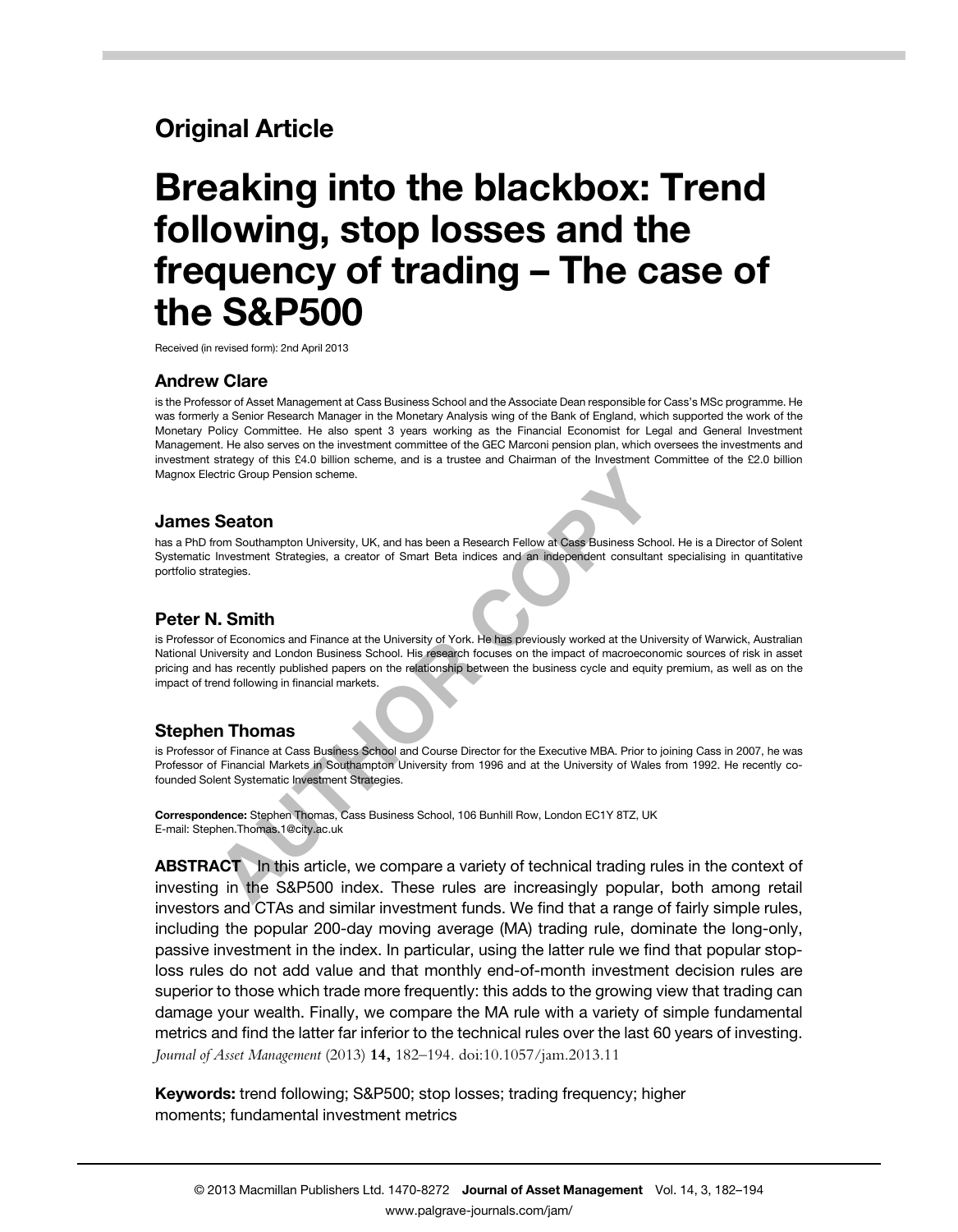## Original Article

# Breaking into the blackbox: Trend following, stop losses and the frequency of trading – The case of the S&P500

Received (in revised form): 2nd April 2013

### Andrew Clare

is the Professor of Asset Management at Cass Business School and the Associate Dean responsible for Cass's MSc programme. He was formerly a Senior Research Manager in the Monetary Analysis wing of the Bank of England, which supported the work of the Monetary Policy Committee. He also spent 3 years working as the Financial Economist for Legal and General Investment Management. He also serves on the investment committee of the GEC Marconi pension plan, which oversees the investments and investment strategy of this £4.0 billion scheme, and is a trustee and Chairman of the Investment Committee of the £2.0 billion Magnox Electric Group Pension scheme.

### James Seaton

has a PhD from Southampton University, UK, and has been a Research Fellow at Cass Business School. He is a Director of Solent Systematic Investment Strategies, a creator of Smart Beta indices and an independent consultant specialising in quantitative portfolio strategies.

### Peter N. Smith

is Professor of Economics and Finance at the University of York. He has previously worked at the University of Warwick, Australian National University and London Business School. His research focuses on the impact of macroeconomic sources of risk in asset pricing and has recently published papers on the relationship between the business cycle and equity premium, as well as on the impact of trend following in financial markets.

### Stephen Thomas

is Professor of Finance at Cass Business School and Course Director for the Executive MBA. Prior to joining Cass in 2007, he was Professor of Financial Markets in Southampton University from 1996 and at the University of Wales from 1992. He recently co-founded Solent Systematic Investment Strategies.

**Correspondence:** Stephen Thomas, Cass Business School, 106 Bunhill Row, London EC1Y 8TZ, UK
E-mail: Stephen.Thomas.1@city.ac.uk

**ABSTRACT** In this article, we compare a variety of technical trading rules in the context of investing in the S&P500 index. These rules are increasingly popular, both among retail investors and CTAs and similar investment funds. We find that a range of fairly simple rules, including the popular 200-day moving average (MA) trading rule, dominate the long-only, passive investment in the index. In particular, using the latter rule we find that popular stop-loss rules do not add value and that monthly end-of-month investment decision rules are superior to those which trade more frequently: this adds to the growing view that trading can damage your wealth. Finally, we compare the MA rule with a variety of simple fundamental metrics and find the latter far inferior to the technical rules over the last 60 years of investing.
*Journal of Asset Management* (2013) **14,** 182–194. doi:10.1057/jam.2013.11

**Keywords:** trend following; S&P500; stop losses; trading frequency; higher moments; fundamental investment metrics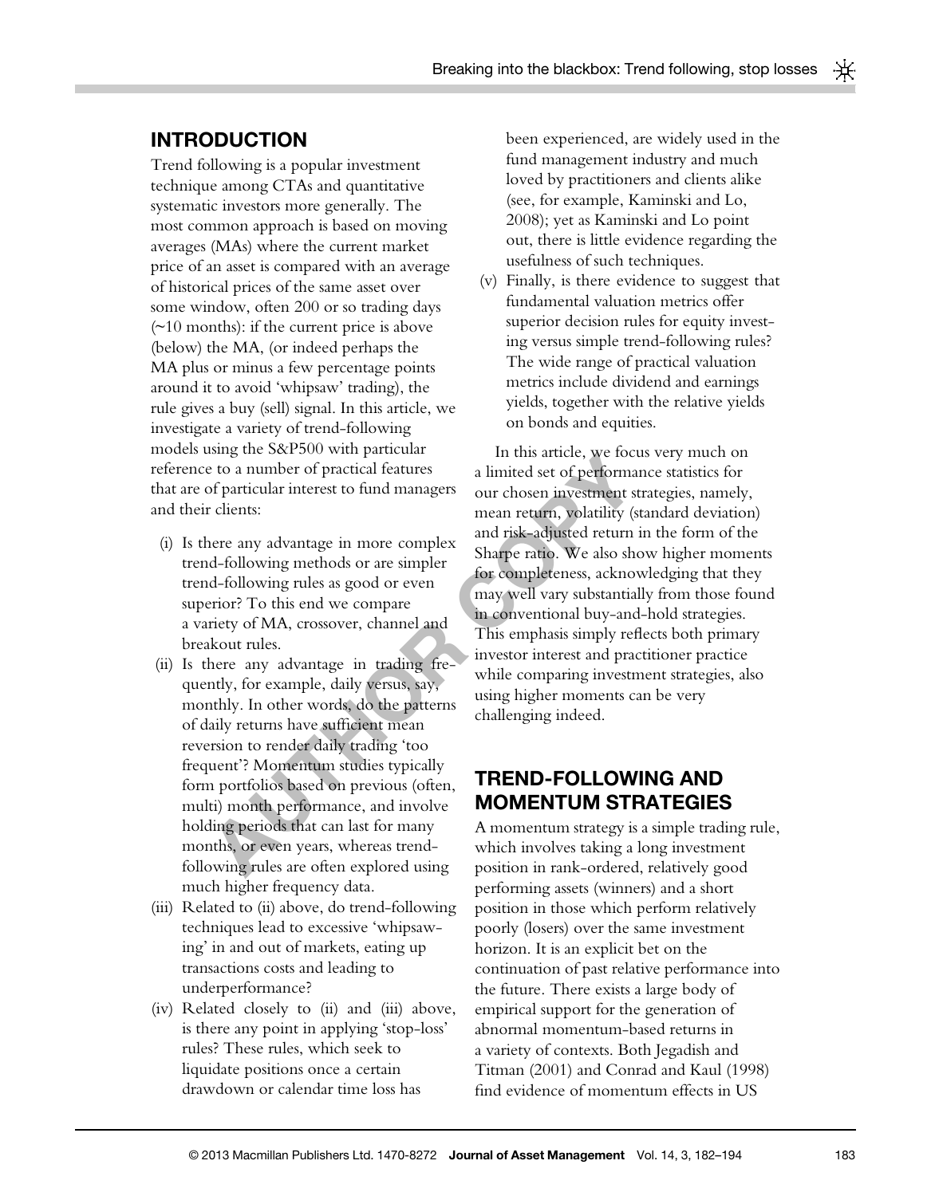## INTRODUCTION

Trend following is a popular investment technique among CTAs and quantitative systematic investors more generally. The most common approach is based on moving averages (MAs) where the current market price of an asset is compared with an average of historical prices of the same asset over some window, often 200 or so trading days (~10 months): if the current price is above (below) the MA, (or indeed perhaps the MA plus or minus a few percentage points around it to avoid 'whipsaw' trading), the rule gives a buy (sell) signal. In this article, we investigate a variety of trend-following models using the S&P500 with particular reference to a number of practical features that are of particular interest to fund managers and their clients:

(i) Is there any advantage in more complex trend-following methods or are simpler trend-following rules as good or even superior? To this end we compare a variety of MA, crossover, channel and breakout rules.

(ii) Is there any advantage in trading frequently, for example, daily versus, say, monthly. In other words, do the patterns of daily returns have sufficient mean reversion to render daily trading 'too frequent'? Momentum studies typically form portfolios based on previous (often, multi) month performance, and involve holding periods that can last for many months, or even years, whereas trend-following rules are often explored using much higher frequency data.

(iii) Related to (ii) above, do trend-following techniques lead to excessive 'whipsawing' in and out of markets, eating up transactions costs and leading to underperformance?

(iv) Related closely to (ii) and (iii) above, is there any point in applying 'stop-loss' rules? These rules, which seek to liquidate positions once a certain drawdown or calendar time loss has been experienced, are widely used in the fund management industry and much loved by practitioners and clients alike (see, for example, Kaminski and Lo, 2008); yet as Kaminski and Lo point out, there is little evidence regarding the usefulness of such techniques.

(v) Finally, is there evidence to suggest that fundamental valuation metrics offer superior decision rules for equity investing versus simple trend-following rules? The wide range of practical valuation metrics include dividend and earnings yields, together with the relative yields on bonds and equities.

In this article, we focus very much on a limited set of performance statistics for our chosen investment strategies, namely, mean return, volatility (standard deviation) and risk-adjusted return in the form of the Sharpe ratio. We also show higher moments for completeness, acknowledging that they may well vary substantially from those found in conventional buy-and-hold strategies. This emphasis simply reflects both primary investor interest and practitioner practice while comparing investment strategies, also using higher moments can be very challenging indeed.

## TREND-FOLLOWING AND MOMENTUM STRATEGIES

A momentum strategy is a simple trading rule, which involves taking a long investment position in rank-ordered, relatively good performing assets (winners) and a short position in those which perform relatively poorly (losers) over the same investment horizon. It is an explicit bet on the continuation of past relative performance into the future. There exists a large body of empirical support for the generation of abnormal momentum-based returns in a variety of contexts. Both Jegadish and Titman (2001) and Conrad and Kaul (1998) find evidence of momentum effects in US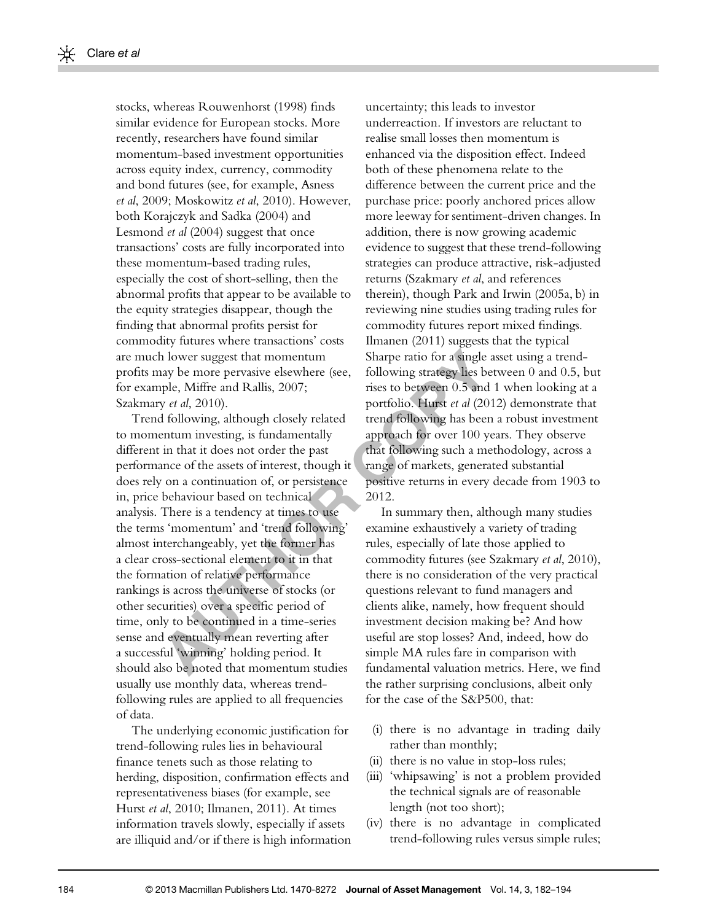stocks, whereas Rouwenhorst (1998) finds similar evidence for European stocks. More recently, researchers have found similar momentum-based investment opportunities across equity index, currency, commodity and bond futures (see, for example, Asness *et al*, 2009; Moskowitz *et al*, 2010). However, both Korajczyk and Sadka (2004) and Lesmond *et al* (2004) suggest that once transactions' costs are fully incorporated into these momentum-based trading rules, especially the cost of short-selling, then the abnormal profits that appear to be available to the equity strategies disappear, though the finding that abnormal profits persist for commodity futures where transactions' costs are much lower suggest that momentum profits may be more pervasive elsewhere (see, for example, Miffre and Rallis, 2007; Szakmary *et al*, 2010).

Trend following, although closely related to momentum investing, is fundamentally different in that it does not order the past performance of the assets of interest, though it does rely on a continuation of, or persistence in, price behaviour based on technical analysis. There is a tendency at times to use the terms 'momentum' and 'trend following' almost interchangeably, yet the former has a clear cross-sectional element to it in that the formation of relative performance rankings is across the universe of stocks (or other securities) over a specific period of time, only to be continued in a time-series sense and eventually mean reverting after a successful 'winning' holding period. It should also be noted that momentum studies usually use monthly data, whereas trend-following rules are applied to all frequencies of data.

The underlying economic justification for trend-following rules lies in behavioural finance tenets such as those relating to herding, disposition, confirmation effects and representativeness biases (for example, see Hurst *et al*, 2010; Ilmanen, 2011). At times information travels slowly, especially if assets are illiquid and/or if there is high information uncertainty; this leads to investor underreaction. If investors are reluctant to realise small losses then momentum is enhanced via the disposition effect. Indeed both of these phenomena relate to the difference between the current price and the purchase price: poorly anchored prices allow more leeway for sentiment-driven changes. In addition, there is now growing academic evidence to suggest that these trend-following strategies can produce attractive, risk-adjusted returns (Szakmary *et al*, and references therein), though Park and Irwin (2005a, b) in reviewing nine studies using trading rules for commodity futures report mixed findings. Ilmanen (2011) suggests that the typical Sharpe ratio for a single asset using a trend-following strategy lies between 0 and 0.5, but rises to between 0.5 and 1 when looking at a portfolio. Hurst *et al* (2012) demonstrate that trend following has been a robust investment approach for over 100 years. They observe that following such a methodology, across a range of markets, generated substantial positive returns in every decade from 1903 to 2012.

In summary then, although many studies examine exhaustively a variety of trading rules, especially of late those applied to commodity futures (see Szakmary *et al*, 2010), there is no consideration of the very practical questions relevant to fund managers and clients alike, namely, how frequent should investment decision making be? And how useful are stop losses? And, indeed, how do simple MA rules fare in comparison with fundamental valuation metrics. Here, we find the rather surprising conclusions, albeit only for the case of the S&P500, that:

- (i) there is no advantage in trading daily rather than monthly;
- (ii) there is no value in stop-loss rules;
- (iii) 'whipsawing' is not a problem provided the technical signals are of reasonable length (not too short);
- (iv) there is no advantage in complicated trend-following rules versus simple rules;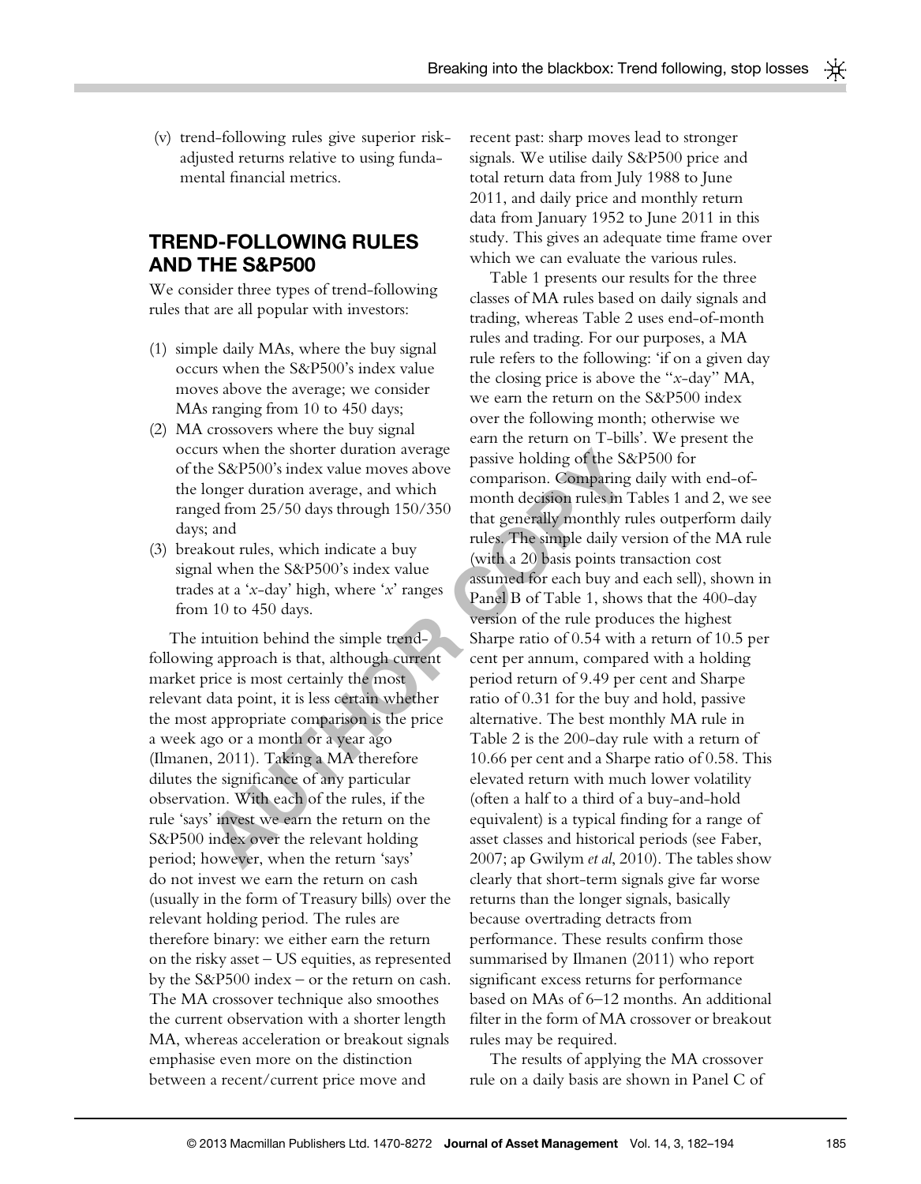(v) trend-following rules give superior risk-adjusted returns relative to using fundamental financial metrics.

## TREND-FOLLOWING RULES AND THE S&P500

We consider three types of trend-following rules that are all popular with investors:

(1) simple daily MAs, where the buy signal occurs when the S&P500's index value moves above the average; we consider MAs ranging from 10 to 450 days;
(2) MA crossovers where the buy signal occurs when the shorter duration average of the S&P500's index value moves above the longer duration average, and which ranged from 25/50 days through 150/350 days; and
(3) breakout rules, which indicate a buy signal when the S&P500's index value trades at a '*x*-day' high, where '*x*' ranges from 10 to 450 days.

The intuition behind the simple trend-following approach is that, although current market price is most certainly the most relevant data point, it is less certain whether the most appropriate comparison is the price a week ago or a month or a year ago (Ilmanen, 2011). Taking a MA therefore dilutes the significance of any particular observation. With each of the rules, if the rule 'says' invest we earn the return on the S&P500 index over the relevant holding period; however, when the return 'says' do not invest we earn the return on cash (usually in the form of Treasury bills) over the relevant holding period. The rules are therefore binary: we either earn the return on the risky asset – US equities, as represented by the S&P500 index – or the return on cash. The MA crossover technique also smoothes the current observation with a shorter length MA, whereas acceleration or breakout signals emphasise even more on the distinction between a recent/current price move and recent past: sharp moves lead to stronger signals. We utilise daily S&P500 price and total return data from July 1988 to June 2011, and daily price and monthly return data from January 1952 to June 2011 in this study. This gives an adequate time frame over which we can evaluate the various rules.

Table 1 presents our results for the three classes of MA rules based on daily signals and trading, whereas Table 2 uses end-of-month rules and trading. For our purposes, a MA rule refers to the following: 'if on a given day the closing price is above the "*x*-day" MA, we earn the return on the S&P500 index over the following month; otherwise we earn the return on T-bills'. We present the passive holding of the S&P500 for comparison. Comparing daily with end-of-month decision rules in Tables 1 and 2, we see that generally monthly rules outperform daily rules. The simple daily version of the MA rule (with a 20 basis points transaction cost assumed for each buy and each sell), shown in Panel B of Table 1, shows that the 400-day version of the rule produces the highest Sharpe ratio of 0.54 with a return of 10.5 per cent per annum, compared with a holding period return of 9.49 per cent and Sharpe ratio of 0.31 for the buy and hold, passive alternative. The best monthly MA rule in Table 2 is the 200-day rule with a return of 10.66 per cent and a Sharpe ratio of 0.58. This elevated return with much lower volatility (often a half to a third of a buy-and-hold equivalent) is a typical finding for a range of asset classes and historical periods (see Faber, 2007; ap Gwilym *et al*, 2010). The tables show clearly that short-term signals give far worse returns than the longer signals, basically because overtrading detracts from performance. These results confirm those summarised by Ilmanen (2011) who report significant excess returns for performance based on MAs of 6–12 months. An additional filter in the form of MA crossover or breakout rules may be required.

The results of applying the MA crossover rule on a daily basis are shown in Panel C of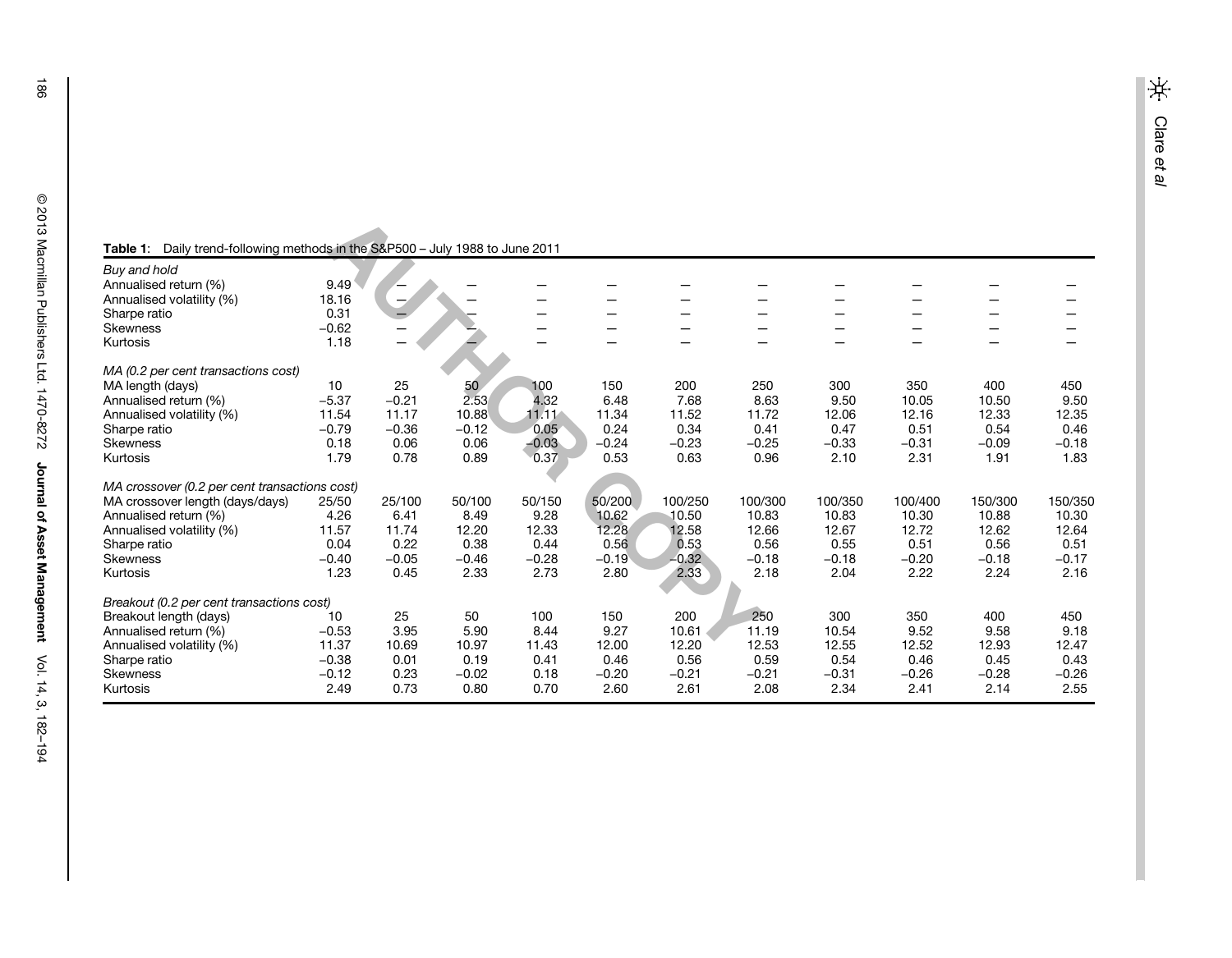**Table 1:** Daily trend-following methods in the S&P500 – July 1988 to June 2011

| | | | | | | | | | | | |
|---|---|---|---|---|---|---|---|---|---|---|---|
| *Buy and hold* | | | | | | | | | | | |
| Annualised return (%) | 9.49 | — | — | — | — | — | — | — | — | — | — |
| Annualised volatility (%) | 18.16 | — | — | — | — | — | — | — | — | — | — |
| Sharpe ratio | 0.31 | — | — | — | — | — | — | — | — | — | — |
| Skewness | −0.62 | — | — | — | — | — | — | — | — | — | — |
| Kurtosis | 1.18 | — | — | — | — | — | — | — | — | — | — |
| *MA (0.2 per cent transactions cost)* | | | | | | | | | | | |
| MA length (days) | 10 | 25 | 50 | 100 | 150 | 200 | 250 | 300 | 350 | 400 | 450 |
| Annualised return (%) | −5.37 | −0.21 | 2.53 | 4.32 | 6.48 | 7.68 | 8.63 | 9.50 | 10.05 | 10.50 | 9.50 |
| Annualised volatility (%) | 11.54 | 11.17 | 10.88 | 11.11 | 11.34 | 11.52 | 11.72 | 12.06 | 12.16 | 12.33 | 12.35 |
| Sharpe ratio | −0.79 | −0.36 | −0.12 | 0.05 | 0.24 | 0.34 | 0.41 | 0.47 | 0.51 | 0.54 | 0.46 |
| Skewness | 0.18 | 0.06 | 0.06 | −0.03 | −0.24 | −0.23 | −0.25 | −0.33 | −0.31 | −0.09 | −0.18 |
| Kurtosis | 1.79 | 0.78 | 0.89 | 0.37 | 0.53 | 0.63 | 0.96 | 2.10 | 2.31 | 1.91 | 1.83 |
| *MA crossover (0.2 per cent transactions cost)* | | | | | | | | | | | |
| MA crossover length (days/days) | 25/50 | 25/100 | 50/100 | 50/150 | 50/200 | 100/250 | 100/300 | 100/350 | 100/400 | 150/300 | 150/350 |
| Annualised return (%) | 4.26 | 6.41 | 8.49 | 9.28 | 10.62 | 10.50 | 10.83 | 10.83 | 10.30 | 10.88 | 10.30 |
| Annualised volatility (%) | 11.57 | 11.74 | 12.20 | 12.33 | 12.28 | 12.58 | 12.66 | 12.67 | 12.72 | 12.62 | 12.64 |
| Sharpe ratio | 0.04 | 0.22 | 0.38 | 0.44 | 0.56 | 0.53 | 0.56 | 0.55 | 0.51 | 0.56 | 0.51 |
| Skewness | −0.40 | −0.05 | −0.46 | −0.28 | −0.19 | −0.32 | −0.18 | −0.18 | −0.20 | −0.18 | −0.17 |
| Kurtosis | 1.23 | 0.45 | 2.33 | 2.73 | 2.80 | 2.33 | 2.18 | 2.04 | 2.22 | 2.24 | 2.16 |
| *Breakout (0.2 per cent transactions cost)* | | | | | | | | | | | |
| Breakout length (days) | 10 | 25 | 50 | 100 | 150 | 200 | 250 | 300 | 350 | 400 | 450 |
| Annualised return (%) | −0.53 | 3.95 | 5.90 | 8.44 | 9.27 | 10.61 | 11.19 | 10.54 | 9.52 | 9.58 | 9.18 |
| Annualised volatility (%) | 11.37 | 10.69 | 10.97 | 11.43 | 12.00 | 12.20 | 12.53 | 12.55 | 12.52 | 12.93 | 12.47 |
| Sharpe ratio | −0.38 | 0.01 | 0.19 | 0.41 | 0.46 | 0.56 | 0.59 | 0.54 | 0.46 | 0.45 | 0.43 |
| Skewness | −0.12 | 0.23 | −0.02 | 0.18 | −0.20 | −0.21 | −0.21 | −0.31 | −0.26 | −0.28 | −0.26 |
| Kurtosis | 2.49 | 0.73 | 0.80 | 0.70 | 2.60 | 2.61 | 2.08 | 2.34 | 2.41 | 2.14 | 2.55 |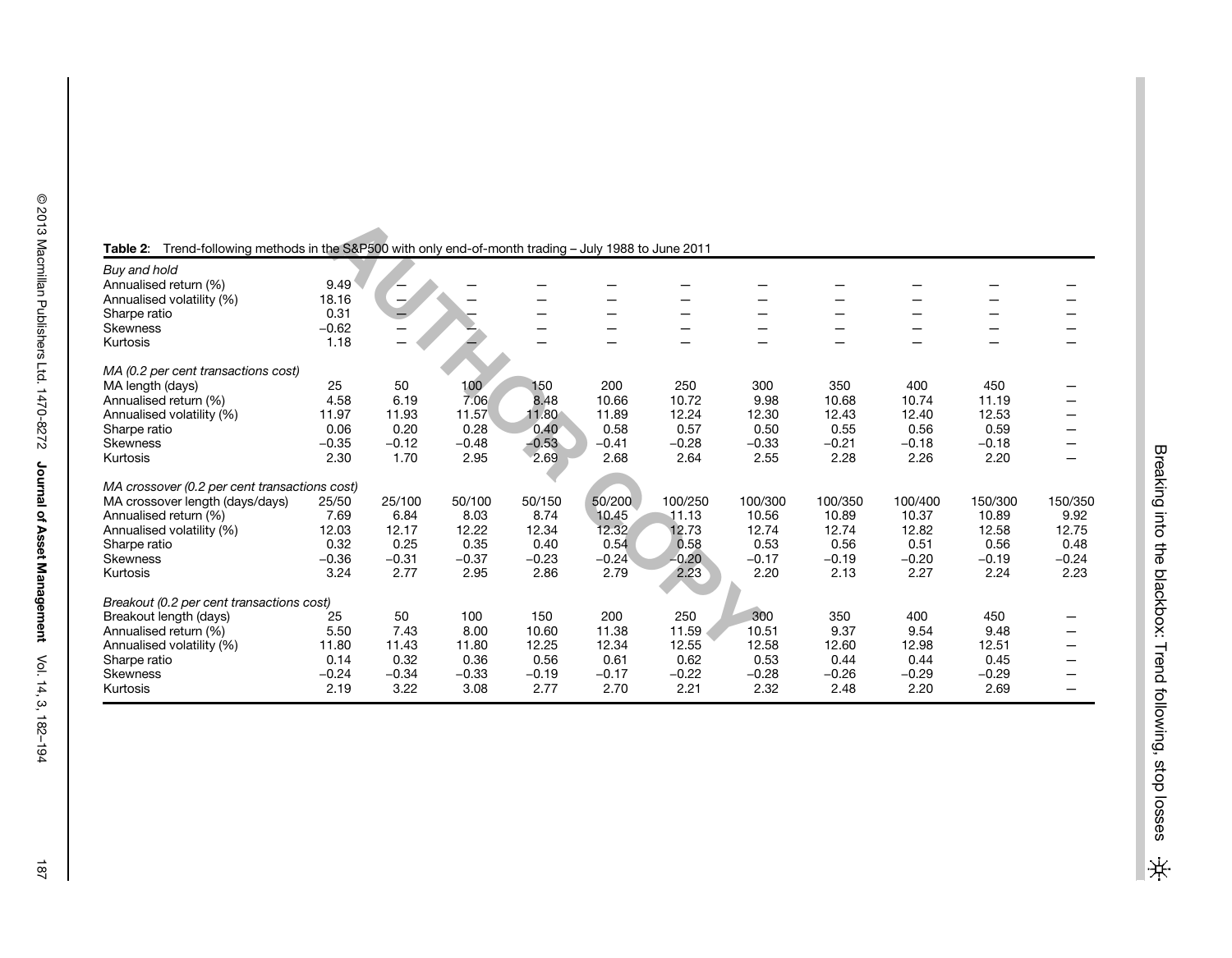**Table 2:** Trend-following methods in the S&P500 with only end-of-month trading – July 1988 to June 2011

| | | | | | | | | | | | |
|---|---|---|---|---|---|---|---|---|---|---|---|
| *Buy and hold* | | | | | | | | | | | |
| Annualised return (%) | 9.49 | – | – | – | – | – | – | – | – | – | – |
| Annualised volatility (%) | 18.16 | – | – | – | – | – | – | – | – | – | – |
| Sharpe ratio | 0.31 | – | – | – | – | – | – | – | – | – | – |
| Skewness | −0.62 | – | – | – | – | – | – | – | – | – | – |
| Kurtosis | 1.18 | – | – | – | – | – | – | – | – | – | – |
| *MA (0.2 per cent transactions cost)* | | | | | | | | | | | |
| MA length (days) | 25 | 50 | 100 | 150 | 200 | 250 | 300 | 350 | 400 | 450 | – |
| Annualised return (%) | 4.58 | 6.19 | 7.06 | 8.48 | 10.66 | 10.72 | 9.98 | 10.68 | 10.74 | 11.19 | – |
| Annualised volatility (%) | 11.97 | 11.93 | 11.57 | 11.80 | 11.89 | 12.24 | 12.30 | 12.43 | 12.40 | 12.53 | – |
| Sharpe ratio | 0.06 | 0.20 | 0.28 | 0.40 | 0.58 | 0.57 | 0.50 | 0.55 | 0.56 | 0.59 | – |
| Skewness | −0.35 | −0.12 | −0.48 | −0.53 | −0.41 | −0.28 | −0.33 | −0.21 | −0.18 | −0.18 | – |
| Kurtosis | 2.30 | 1.70 | 2.95 | 2.69 | 2.68 | 2.64 | 2.55 | 2.28 | 2.26 | 2.20 | – |
| *MA crossover (0.2 per cent transactions cost)* | | | | | | | | | | | |
| MA crossover length (days/days) | 25/50 | 25/100 | 50/100 | 50/150 | 50/200 | 100/250 | 100/300 | 100/350 | 100/400 | 150/300 | 150/350 |
| Annualised return (%) | 7.69 | 6.84 | 8.03 | 8.74 | 10.45 | 11.13 | 10.56 | 10.89 | 10.37 | 10.89 | 9.92 |
| Annualised volatility (%) | 12.03 | 12.17 | 12.22 | 12.34 | 12.32 | 12.73 | 12.74 | 12.74 | 12.82 | 12.58 | 12.75 |
| Sharpe ratio | 0.32 | 0.25 | 0.35 | 0.40 | 0.54 | 0.58 | 0.53 | 0.56 | 0.51 | 0.56 | 0.48 |
| Skewness | −0.36 | −0.31 | −0.37 | −0.23 | −0.24 | −0.20 | −0.17 | −0.19 | −0.20 | −0.19 | −0.24 |
| Kurtosis | 3.24 | 2.77 | 2.95 | 2.86 | 2.79 | 2.23 | 2.20 | 2.13 | 2.27 | 2.24 | 2.23 |
| *Breakout (0.2 per cent transactions cost)* | | | | | | | | | | | |
| Breakout length (days) | 25 | 50 | 100 | 150 | 200 | 250 | 300 | 350 | 400 | 450 | – |
| Annualised return (%) | 5.50 | 7.43 | 8.00 | 10.60 | 11.38 | 11.59 | 10.51 | 9.37 | 9.54 | 9.48 | – |
| Annualised volatility (%) | 11.80 | 11.43 | 11.80 | 12.25 | 12.34 | 12.55 | 12.58 | 12.60 | 12.98 | 12.51 | – |
| Sharpe ratio | 0.14 | 0.32 | 0.36 | 0.56 | 0.61 | 0.62 | 0.53 | 0.44 | 0.44 | 0.45 | – |
| Skewness | −0.24 | −0.34 | −0.33 | −0.19 | −0.17 | −0.22 | −0.28 | −0.26 | −0.29 | −0.29 | – |
| Kurtosis | 2.19 | 3.22 | 3.08 | 2.77 | 2.70 | 2.21 | 2.32 | 2.48 | 2.20 | 2.69 | – |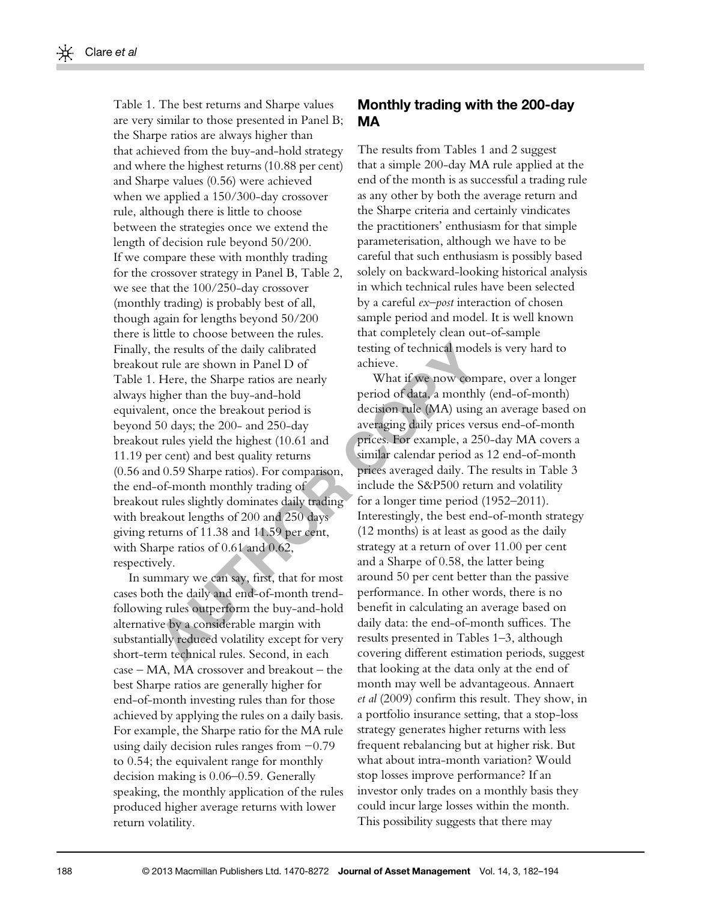Table 1. The best returns and Sharpe values are very similar to those presented in Panel B; the Sharpe ratios are always higher than that achieved from the buy-and-hold strategy and where the highest returns (10.88 per cent) and Sharpe values (0.56) were achieved when we applied a 150/300-day crossover rule, although there is little to choose between the strategies once we extend the length of decision rule beyond 50/200. If we compare these with monthly trading for the crossover strategy in Panel B, Table 2, we see that the 100/250-day crossover (monthly trading) is probably best of all, though again for lengths beyond 50/200 there is little to choose between the rules. Finally, the results of the daily calibrated breakout rule are shown in Panel D of Table 1. Here, the Sharpe ratios are nearly always higher than the buy-and-hold equivalent, once the breakout period is beyond 50 days; the 200- and 250-day breakout rules yield the highest (10.61 and 11.19 per cent) and best quality returns (0.56 and 0.59 Sharpe ratios). For comparison, the end-of-month monthly trading of breakout rules slightly dominates daily trading with breakout lengths of 200 and 250 days giving returns of 11.38 and 11.59 per cent, with Sharpe ratios of 0.61 and 0.62, respectively.

In summary we can say, first, that for most cases both the daily and end-of-month trend-following rules outperform the buy-and-hold alternative by a considerable margin with substantially reduced volatility except for very short-term technical rules. Second, in each case – MA, MA crossover and breakout – the best Sharpe ratios are generally higher for end-of-month investing rules than for those achieved by applying the rules on a daily basis. For example, the Sharpe ratio for the MA rule using daily decision rules ranges from −0.79 to 0.54; the equivalent range for monthly decision making is 0.06–0.59. Generally speaking, the monthly application of the rules produced higher average returns with lower return volatility.

## Monthly trading with the 200-day MA

The results from Tables 1 and 2 suggest that a simple 200-day MA rule applied at the end of the month is as successful a trading rule as any other by both the average return and the Sharpe criteria and certainly vindicates the practitioners' enthusiasm for that simple parameterisation, although we have to be careful that such enthusiasm is possibly based solely on backward-looking historical analysis in which technical rules have been selected by a careful *ex–post* interaction of chosen sample period and model. It is well known that completely clean out-of-sample testing of technical models is very hard to achieve.

What if we now compare, over a longer period of data, a monthly (end-of-month) decision rule (MA) using an average based on averaging daily prices versus end-of-month prices. For example, a 250-day MA covers a similar calendar period as 12 end-of-month prices averaged daily. The results in Table 3 include the S&P500 return and volatility for a longer time period (1952–2011). Interestingly, the best end-of-month strategy (12 months) is at least as good as the daily strategy at a return of over 11.00 per cent and a Sharpe of 0.58, the latter being around 50 per cent better than the passive performance. In other words, there is no benefit in calculating an average based on daily data: the end-of-month suffices. The results presented in Tables 1–3, although covering different estimation periods, suggest that looking at the data only at the end of month may well be advantageous. Annaert *et al* (2009) confirm this result. They show, in a portfolio insurance setting, that a stop-loss strategy generates higher returns with less frequent rebalancing but at higher risk. But what about intra-month variation? Would stop losses improve performance? If an investor only trades on a monthly basis they could incur large losses within the month. This possibility suggests that there may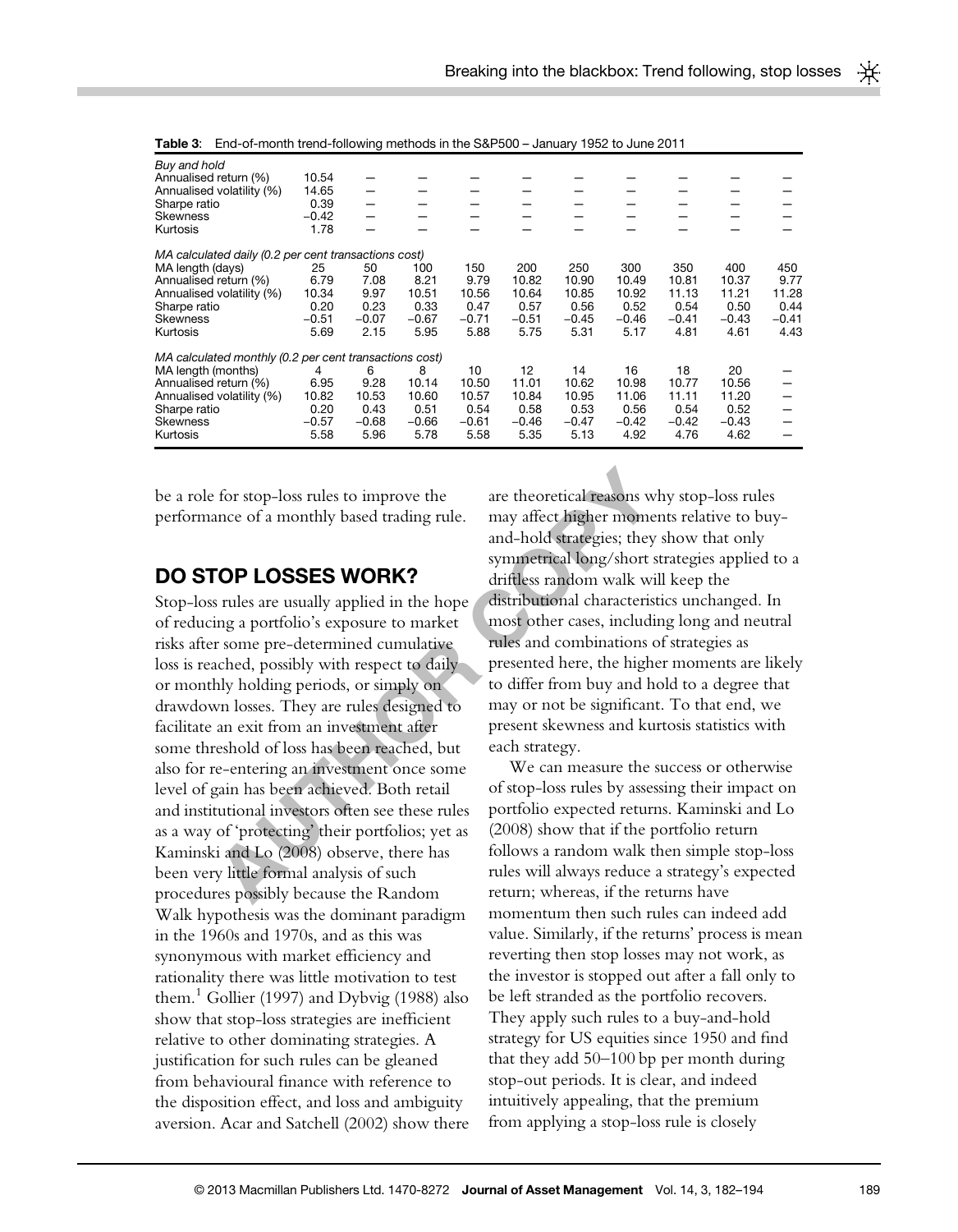**Table 3**: End-of-month trend-following methods in the S&P500 – January 1952 to June 2011

| | | | | | | | | | | |
|---|---|---|---|---|---|---|---|---|---|---|
| *Buy and hold* | | | | | | | | | | |
| Annualised return (%) | 10.54 | – | – | – | – | – | – | – | – | – |
| Annualised volatility (%) | 14.65 | – | – | – | – | – | – | – | – | – |
| Sharpe ratio | 0.39 | – | – | – | – | – | – | – | – | – |
| Skewness | −0.42 | – | – | – | – | – | – | – | – | – |
| Kurtosis | 1.78 | – | – | – | – | – | – | – | – | – |
| *MA calculated daily (0.2 per cent transactions cost)* | | | | | | | | | | |
| MA length (days) | 25 | 50 | 100 | 150 | 200 | 250 | 300 | 350 | 400 | 450 |
| Annualised return (%) | 6.79 | 7.08 | 8.21 | 9.79 | 10.82 | 10.90 | 10.49 | 10.81 | 10.37 | 9.77 |
| Annualised volatility (%) | 10.34 | 9.97 | 10.51 | 10.56 | 10.64 | 10.85 | 10.92 | 11.13 | 11.21 | 11.28 |
| Sharpe ratio | 0.20 | 0.23 | 0.33 | 0.47 | 0.57 | 0.56 | 0.52 | 0.54 | 0.50 | 0.44 |
| Skewness | −0.51 | −0.07 | −0.67 | −0.71 | −0.51 | −0.45 | −0.46 | −0.41 | −0.43 | −0.41 |
| Kurtosis | 5.69 | 2.15 | 5.95 | 5.88 | 5.75 | 5.31 | 5.17 | 4.81 | 4.61 | 4.43 |
| *MA calculated monthly (0.2 per cent transactions cost)* | | | | | | | | | | |
| MA length (months) | 4 | 6 | 8 | 10 | 12 | 14 | 16 | 18 | 20 | – |
| Annualised return (%) | 6.95 | 9.28 | 10.14 | 10.50 | 11.01 | 10.62 | 10.98 | 10.77 | 10.56 | – |
| Annualised volatility (%) | 10.82 | 10.53 | 10.60 | 10.57 | 10.84 | 10.95 | 11.06 | 11.11 | 11.20 | – |
| Sharpe ratio | 0.20 | 0.43 | 0.51 | 0.54 | 0.58 | 0.53 | 0.56 | 0.54 | 0.52 | – |
| Skewness | −0.57 | −0.68 | −0.66 | −0.61 | −0.46 | −0.47 | −0.42 | −0.42 | −0.43 | – |
| Kurtosis | 5.58 | 5.96 | 5.78 | 5.58 | 5.35 | 5.13 | 4.92 | 4.76 | 4.62 | – |

be a role for stop-loss rules to improve the performance of a monthly based trading rule.

## DO STOP LOSSES WORK?

Stop-loss rules are usually applied in the hope of reducing a portfolio's exposure to market risks after some pre-determined cumulative loss is reached, possibly with respect to daily or monthly holding periods, or simply on drawdown losses. They are rules designed to facilitate an exit from an investment after some threshold of loss has been reached, but also for re-entering an investment once some level of gain has been achieved. Both retail and institutional investors often see these rules as a way of 'protecting' their portfolios; yet as Kaminski and Lo (2008) observe, there has been very little formal analysis of such procedures possibly because the Random Walk hypothesis was the dominant paradigm in the 1960s and 1970s, and as this was synonymous with market efficiency and rationality there was little motivation to test them.[1] Gollier (1997) and Dybvig (1988) also show that stop-loss strategies are inefficient relative to other dominating strategies. A justification for such rules can be gleaned from behavioural finance with reference to the disposition effect, and loss and ambiguity aversion. Acar and Satchell (2002) show there are theoretical reasons why stop-loss rules may affect higher moments relative to buy-and-hold strategies; they show that only symmetrical long/short strategies applied to a driftless random walk will keep the distributional characteristics unchanged. In most other cases, including long and neutral rules and combinations of strategies as presented here, the higher moments are likely to differ from buy and hold to a degree that may or not be significant. To that end, we present skewness and kurtosis statistics with each strategy.

We can measure the success or otherwise of stop-loss rules by assessing their impact on portfolio expected returns. Kaminski and Lo (2008) show that if the portfolio return follows a random walk then simple stop-loss rules will always reduce a strategy's expected return; whereas, if the returns have momentum then such rules can indeed add value. Similarly, if the returns' process is mean reverting then stop losses may not work, as the investor is stopped out after a fall only to be left stranded as the portfolio recovers. They apply such rules to a buy-and-hold strategy for US equities since 1950 and find that they add 50–100 bp per month during stop-out periods. It is clear, and indeed intuitively appealing, that the premium from applying a stop-loss rule is closely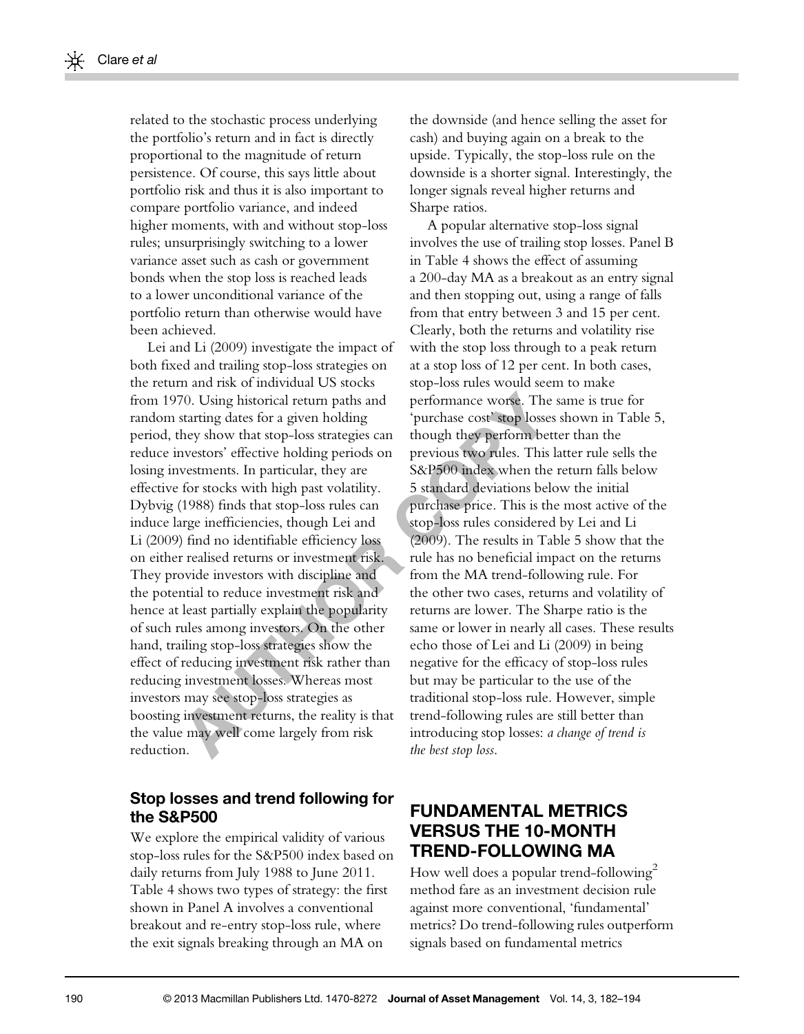related to the stochastic process underlying the portfolio's return and in fact is directly proportional to the magnitude of return persistence. Of course, this says little about portfolio risk and thus it is also important to compare portfolio variance, and indeed higher moments, with and without stop-loss rules; unsurprisingly switching to a lower variance asset such as cash or government bonds when the stop loss is reached leads to a lower unconditional variance of the portfolio return than otherwise would have been achieved.

Lei and Li (2009) investigate the impact of both fixed and trailing stop-loss strategies on the return and risk of individual US stocks from 1970. Using historical return paths and random starting dates for a given holding period, they show that stop-loss strategies can reduce investors' effective holding periods on losing investments. In particular, they are effective for stocks with high past volatility. Dybvig (1988) finds that stop-loss rules can induce large inefficiencies, though Lei and Li (2009) find no identifiable efficiency loss on either realised returns or investment risk. They provide investors with discipline and the potential to reduce investment risk and hence at least partially explain the popularity of such rules among investors. On the other hand, trailing stop-loss strategies show the effect of reducing investment risk rather than reducing investment losses. Whereas most investors may see stop-loss strategies as boosting investment returns, the reality is that the value may well come largely from risk reduction.

### Stop losses and trend following for the S&P500

We explore the empirical validity of various stop-loss rules for the S&P500 index based on daily returns from July 1988 to June 2011. Table 4 shows two types of strategy: the first shown in Panel A involves a conventional breakout and re-entry stop-loss rule, where the exit signals breaking through an MA on the downside (and hence selling the asset for cash) and buying again on a break to the upside. Typically, the stop-loss rule on the downside is a shorter signal. Interestingly, the longer signals reveal higher returns and Sharpe ratios.

A popular alternative stop-loss signal involves the use of trailing stop losses. Panel B in Table 4 shows the effect of assuming a 200-day MA as a breakout as an entry signal and then stopping out, using a range of falls from that entry between 3 and 15 per cent. Clearly, both the returns and volatility rise with the stop loss through to a peak return at a stop loss of 12 per cent. In both cases, stop-loss rules would seem to make performance worse. The same is true for 'purchase cost' stop losses shown in Table 5, though they perform better than the previous two rules. This latter rule sells the S&P500 index when the return falls below 5 standard deviations below the initial purchase price. This is the most active of the stop-loss rules considered by Lei and Li (2009). The results in Table 5 show that the rule has no beneficial impact on the returns from the MA trend-following rule. For the other two cases, returns and volatility of returns are lower. The Sharpe ratio is the same or lower in nearly all cases. These results echo those of Lei and Li (2009) in being negative for the efficacy of stop-loss rules but may be particular to the use of the traditional stop-loss rule. However, simple trend-following rules are still better than introducing stop losses: *a change of trend is the best stop loss*.

## FUNDAMENTAL METRICS VERSUS THE 10-MONTH TREND-FOLLOWING MA

How well does a popular trend-following[2] method fare as an investment decision rule against more conventional, 'fundamental' metrics? Do trend-following rules outperform signals based on fundamental metrics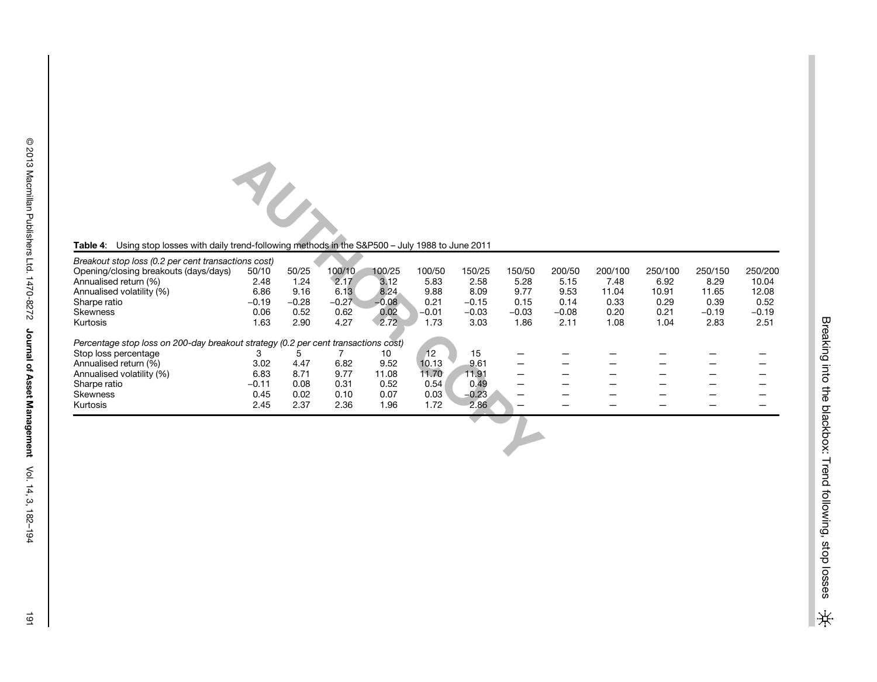**Table 4**: Using stop losses with daily trend-following methods in the S&P500 – July 1988 to June 2011

| *Breakout stop loss (0.2 per cent transactions cost)* | | | | | | | | | | | | |
|---|---|---|---|---|---|---|---|---|---|---|---|---|
| Opening/closing breakouts (days/days) | 50/10 | 50/25 | 100/10 | 100/25 | 100/50 | 150/25 | 150/50 | 200/50 | 200/100 | 250/100 | 250/150 | 250/200 |
| Annualised return (%) | 2.48 | 1.24 | 2.17 | 3.12 | 5.83 | 2.58 | 5.28 | 5.15 | 7.48 | 6.92 | 8.29 | 10.04 |
| Annualised volatility (%) | 6.86 | 9.16 | 6.13 | 8.24 | 9.88 | 8.09 | 9.77 | 9.53 | 11.04 | 10.91 | 11.65 | 12.08 |
| Sharpe ratio | −0.19 | −0.28 | −0.27 | −0.08 | 0.21 | −0.15 | 0.15 | 0.14 | 0.33 | 0.29 | 0.39 | 0.52 |
| Skewness | 0.06 | 0.52 | 0.62 | 0.02 | −0.01 | −0.03 | −0.03 | −0.08 | 0.20 | 0.21 | −0.19 | −0.19 |
| Kurtosis | 1.63 | 2.90 | 4.27 | 2.72 | 1.73 | 3.03 | 1.86 | 2.11 | 1.08 | 1.04 | 2.83 | 2.51 |
| *Percentage stop loss on 200-day breakout strategy (0.2 per cent transactions cost)* | | | | | | | | | | | | |
| Stop loss percentage | 3 | 5 | 7 | 10 | 12 | 15 | — | — | — | — | — | — |
| Annualised return (%) | 3.02 | 4.47 | 6.82 | 9.52 | 10.13 | 9.61 | — | — | — | — | — | — |
| Annualised volatility (%) | 6.83 | 8.71 | 9.77 | 11.08 | 11.70 | 11.91 | — | — | — | — | — | — |
| Sharpe ratio | −0.11 | 0.08 | 0.31 | 0.52 | 0.54 | 0.49 | — | — | — | — | — | — |
| Skewness | 0.45 | 0.02 | 0.10 | 0.07 | 0.03 | −0.23 | — | — | — | — | — | — |
| Kurtosis | 2.45 | 2.37 | 2.36 | 1.96 | 1.72 | 2.86 | — | — | — | — | — | — |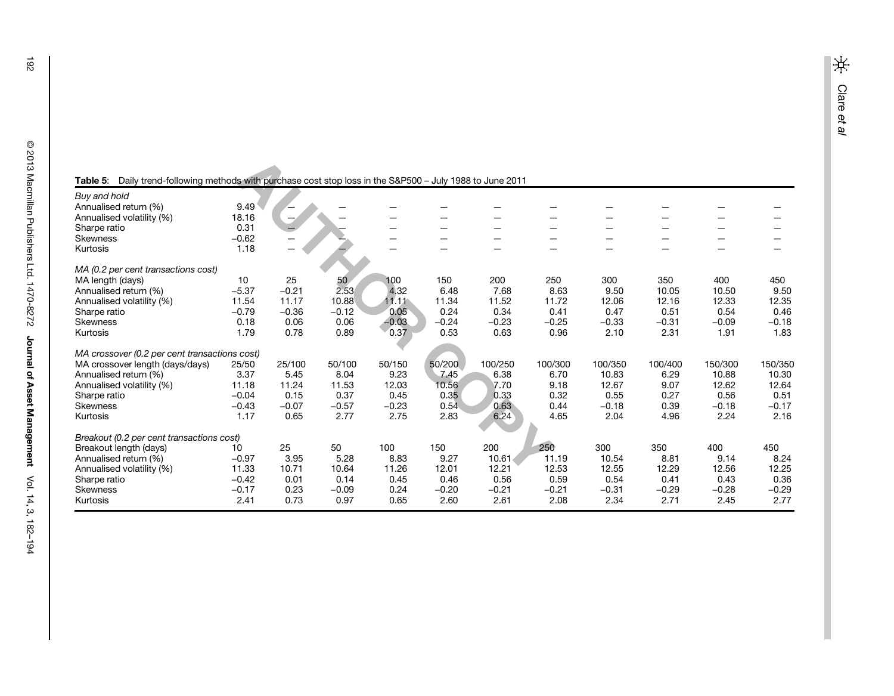**Table 5:** Daily trend-following methods with purchase cost stop loss in the S&P500 – July 1988 to June 2011

| | | | | | | | | | | | |
|---|---|---|---|---|---|---|---|---|---|---|---|
| *Buy and hold* | | | | | | | | | | | |
| Annualised return (%) | 9.49 | – | – | – | – | – | – | – | – | – | – |
| Annualised volatility (%) | 18.16 | – | – | – | – | – | – | – | – | – | – |
| Sharpe ratio | 0.31 | – | – | – | – | – | – | – | – | – | – |
| Skewness | −0.62 | – | – | – | – | – | – | – | – | – | – |
| Kurtosis | 1.18 | – | – | – | – | – | – | – | – | – | – |
| *MA (0.2 per cent transactions cost)* | | | | | | | | | | | |
| MA length (days) | 10 | 25 | 50 | 100 | 150 | 200 | 250 | 300 | 350 | 400 | 450 |
| Annualised return (%) | −5.37 | −0.21 | 2.53 | 4.32 | 6.48 | 7.68 | 8.63 | 9.50 | 10.05 | 10.50 | 9.50 |
| Annualised volatility (%) | 11.54 | 11.17 | 10.88 | 11.11 | 11.34 | 11.52 | 11.72 | 12.06 | 12.16 | 12.33 | 12.35 |
| Sharpe ratio | −0.79 | −0.36 | −0.12 | 0.05 | 0.24 | 0.34 | 0.41 | 0.47 | 0.51 | 0.54 | 0.46 |
| Skewness | 0.18 | 0.06 | 0.06 | −0.03 | −0.24 | −0.23 | −0.25 | −0.33 | −0.31 | −0.09 | −0.18 |
| Kurtosis | 1.79 | 0.78 | 0.89 | 0.37 | 0.53 | 0.63 | 0.96 | 2.10 | 2.31 | 1.91 | 1.83 |
| *MA crossover (0.2 per cent transactions cost)* | | | | | | | | | | | |
| MA crossover length (days/days) | 25/50 | 25/100 | 50/100 | 50/150 | 50/200 | 100/250 | 100/300 | 100/350 | 100/400 | 150/300 | 150/350 |
| Annualised return (%) | 3.37 | 5.45 | 8.04 | 9.23 | 7.45 | 6.38 | 6.70 | 10.83 | 6.29 | 10.88 | 10.30 |
| Annualised volatility (%) | 11.18 | 11.24 | 11.53 | 12.03 | 10.56 | 7.70 | 9.18 | 12.67 | 9.07 | 12.62 | 12.64 |
| Sharpe ratio | −0.04 | 0.15 | 0.37 | 0.45 | 0.35 | 0.33 | 0.32 | 0.55 | 0.27 | 0.56 | 0.51 |
| Skewness | −0.43 | −0.07 | −0.57 | −0.23 | 0.54 | 0.63 | 0.44 | −0.18 | 0.39 | −0.18 | −0.17 |
| Kurtosis | 1.17 | 0.65 | 2.77 | 2.75 | 2.83 | 6.24 | 4.65 | 2.04 | 4.96 | 2.24 | 2.16 |
| *Breakout (0.2 per cent transactions cost)* | | | | | | | | | | | |
| Breakout length (days) | 10 | 25 | 50 | 100 | 150 | 200 | 250 | 300 | 350 | 400 | 450 |
| Annualised return (%) | −0.97 | 3.95 | 5.28 | 8.83 | 9.27 | 10.61 | 11.19 | 10.54 | 8.81 | 9.14 | 8.24 |
| Annualised volatility (%) | 11.33 | 10.71 | 10.64 | 11.26 | 12.01 | 12.21 | 12.53 | 12.55 | 12.29 | 12.56 | 12.25 |
| Sharpe ratio | −0.42 | 0.01 | 0.14 | 0.45 | 0.46 | 0.56 | 0.59 | 0.54 | 0.41 | 0.43 | 0.36 |
| Skewness | −0.17 | 0.23 | −0.09 | 0.24 | −0.20 | −0.21 | −0.21 | −0.31 | −0.29 | −0.28 | −0.29 |
| Kurtosis | 2.41 | 0.73 | 0.97 | 0.65 | 2.60 | 2.61 | 2.08 | 2.34 | 2.71 | 2.45 | 2.77 |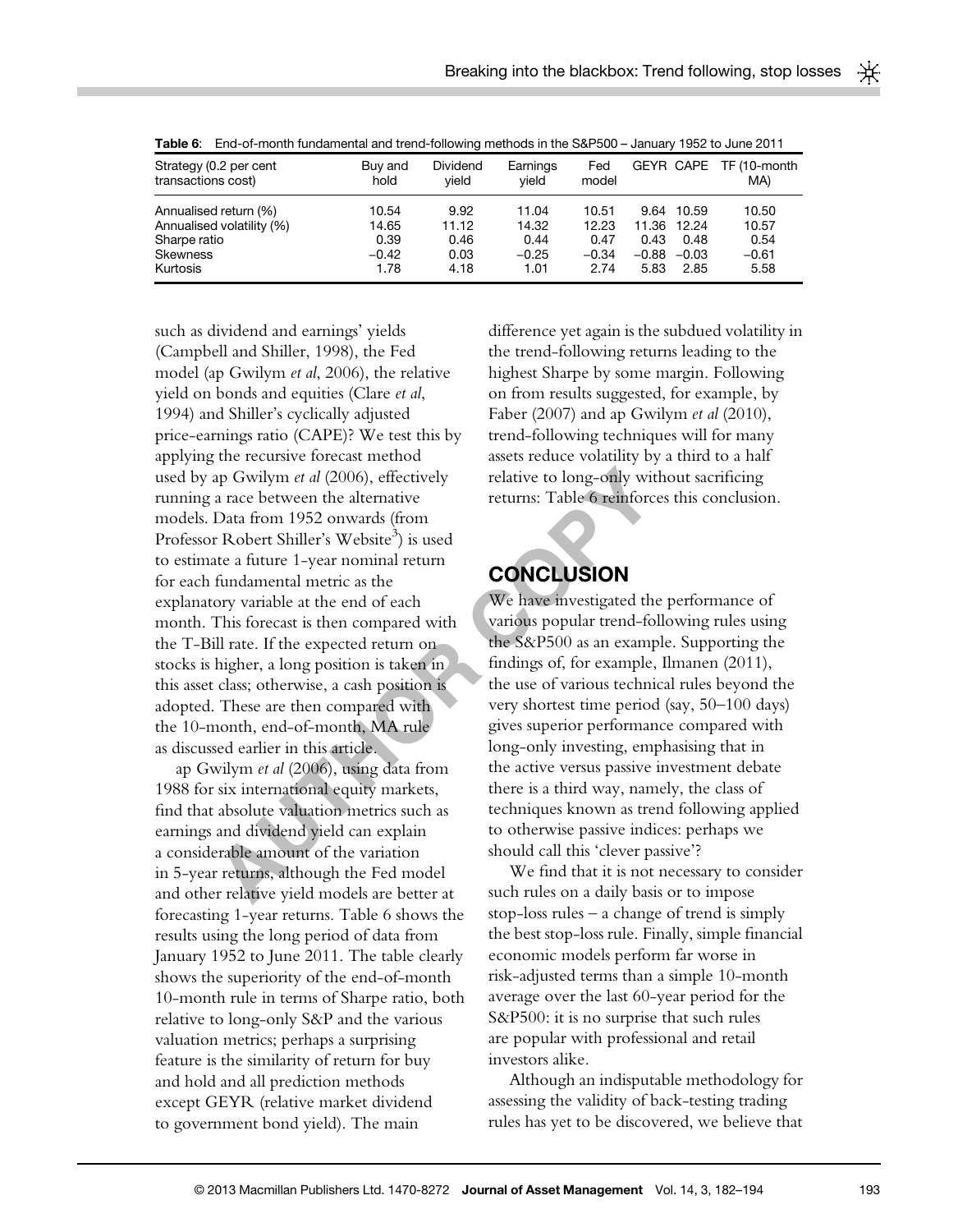**Table 6**: End-of-month fundamental and trend-following methods in the S&P500 – January 1952 to June 2011

| Strategy (0.2 per cent transactions cost) | Buy and hold | Dividend yield | Earnings yield | Fed model | GEYR | CAPE | TF (10-month MA) |
|---|---|---|---|---|---|---|---|
| Annualised return (%) | 10.54 | 9.92 | 11.04 | 10.51 | 9.64 | 10.59 | 10.50 |
| Annualised volatility (%) | 14.65 | 11.12 | 14.32 | 12.23 | 11.36 | 12.24 | 10.57 |
| Sharpe ratio | 0.39 | 0.46 | 0.44 | 0.47 | 0.43 | 0.48 | 0.54 |
| Skewness | −0.42 | 0.03 | −0.25 | −0.34 | −0.88 | −0.03 | −0.61 |
| Kurtosis | 1.78 | 4.18 | 1.01 | 2.74 | 5.83 | 2.85 | 5.58 |

such as dividend and earnings' yields (Campbell and Shiller, 1998), the Fed model (ap Gwilym *et al*, 2006), the relative yield on bonds and equities (Clare *et al*, 1994) and Shiller's cyclically adjusted price-earnings ratio (CAPE)? We test this by applying the recursive forecast method used by ap Gwilym *et al* (2006), effectively running a race between the alternative models. Data from 1952 onwards (from Professor Robert Shiller's Website[3]) is used to estimate a future 1-year nominal return for each fundamental metric as the explanatory variable at the end of each month. This forecast is then compared with the T-Bill rate. If the expected return on stocks is higher, a long position is taken in this asset class; otherwise, a cash position is adopted. These are then compared with the 10-month, end-of-month, MA rule as discussed earlier in this article.

ap Gwilym *et al* (2006), using data from 1988 for six international equity markets, find that absolute valuation metrics such as earnings and dividend yield can explain a considerable amount of the variation in 5-year returns, although the Fed model and other relative yield models are better at forecasting 1-year returns. Table 6 shows the results using the long period of data from January 1952 to June 2011. The table clearly shows the superiority of the end-of-month 10-month rule in terms of Sharpe ratio, both relative to long-only S&P and the various valuation metrics; perhaps a surprising feature is the similarity of return for buy and hold and all prediction methods except GEYR (relative market dividend to government bond yield). The main difference yet again is the subdued volatility in the trend-following returns leading to the highest Sharpe by some margin. Following on from results suggested, for example, by Faber (2007) and ap Gwilym *et al* (2010), trend-following techniques will for many assets reduce volatility by a third to a half relative to long-only without sacrificing returns: Table 6 reinforces this conclusion.

## CONCLUSION

We have investigated the performance of various popular trend-following rules using the S&P500 as an example. Supporting the findings of, for example, Ilmanen (2011), the use of various technical rules beyond the very shortest time period (say, 50–100 days) gives superior performance compared with long-only investing, emphasising that in the active versus passive investment debate there is a third way, namely, the class of techniques known as trend following applied to otherwise passive indices: perhaps we should call this 'clever passive'?

We find that it is not necessary to consider such rules on a daily basis or to impose stop-loss rules – a change of trend is simply the best stop-loss rule. Finally, simple financial economic models perform far worse in risk-adjusted terms than a simple 10-month average over the last 60-year period for the S&P500: it is no surprise that such rules are popular with professional and retail investors alike.

Although an indisputable methodology for assessing the validity of back-testing trading rules has yet to be discovered, we believe that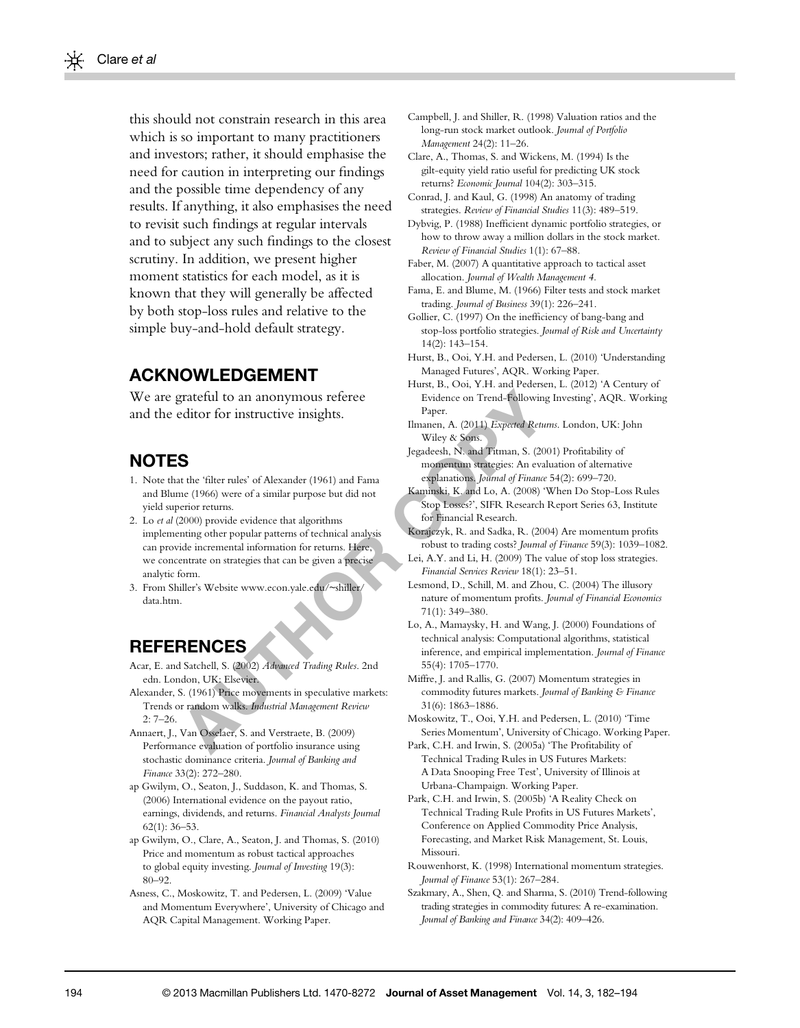this should not constrain research in this area which is so important to many practitioners and investors; rather, it should emphasise the need for caution in interpreting our findings and the possible time dependency of any results. If anything, it also emphasises the need to revisit such findings at regular intervals and to subject any such findings to the closest scrutiny. In addition, we present higher moment statistics for each model, as it is known that they will generally be affected by both stop-loss rules and relative to the simple buy-and-hold default strategy.

## ACKNOWLEDGEMENT

We are grateful to an anonymous referee and the editor for instructive insights.

## NOTES

1. Note that the 'filter rules' of Alexander (1961) and Fama and Blume (1966) were of a similar purpose but did not yield superior returns.
2. Lo *et al* (2000) provide evidence that algorithms implementing other popular patterns of technical analysis can provide incremental information for returns. Here, we concentrate on strategies that can be given a precise analytic form.
3. From Shiller's Website www.econ.yale.edu/~shiller/data.htm.

## REFERENCES

Acar, E. and Satchell, S. (2002) *Advanced Trading Rules*. 2nd edn. London, UK: Elsevier.

Alexander, S. (1961) Price movements in speculative markets: Trends or random walks. *Industrial Management Review* 2: 7–26.

Annaert, J., Van Osselaer, S. and Verstraete, B. (2009) Performance evaluation of portfolio insurance using stochastic dominance criteria. *Journal of Banking and Finance* 33(2): 272–280.

ap Gwilym, O., Seaton, J., Suddason, K. and Thomas, S. (2006) International evidence on the payout ratio, earnings, dividends, and returns. *Financial Analysts Journal* 62(1): 36–53.

ap Gwilym, O., Clare, A., Seaton, J. and Thomas, S. (2010) Price and momentum as robust tactical approaches to global equity investing. *Journal of Investing* 19(3): 80–92.

Asness, C., Moskowitz, T. and Pedersen, L. (2009) 'Value and Momentum Everywhere', University of Chicago and AQR Capital Management. Working Paper.

Campbell, J. and Shiller, R. (1998) Valuation ratios and the long-run stock market outlook. *Journal of Portfolio Management* 24(2): 11–26.

Clare, A., Thomas, S. and Wickens, M. (1994) Is the gilt-equity yield ratio useful for predicting UK stock returns? *Economic Journal* 104(2): 303–315.

Conrad, J. and Kaul, G. (1998) An anatomy of trading strategies. *Review of Financial Studies* 11(3): 489–519.

Dybvig, P. (1988) Inefficient dynamic portfolio strategies, or how to throw away a million dollars in the stock market. *Review of Financial Studies* 1(1): 67–88.

Faber, M. (2007) A quantitative approach to tactical asset allocation. *Journal of Wealth Management 4*.

Fama, E. and Blume, M. (1966) Filter tests and stock market trading. *Journal of Business* 39(1): 226–241.

Gollier, C. (1997) On the inefficiency of bang-bang and stop-loss portfolio strategies. *Journal of Risk and Uncertainty* 14(2): 143–154.

Hurst, B., Ooi, Y.H. and Pedersen, L. (2010) 'Understanding Managed Futures', AQR. Working Paper.

Hurst, B., Ooi, Y.H. and Pedersen, L. (2012) 'A Century of Evidence on Trend-Following Investing', AQR. Working Paper.

Ilmanen, A. (2011) *Expected Returns*. London, UK: John Wiley & Sons.

Jegadeesh, N. and Titman, S. (2001) Profitability of momentum strategies: An evaluation of alternative explanations. *Journal of Finance* 54(2): 699–720.

Kaminski, K. and Lo, A. (2008) 'When Do Stop-Loss Rules Stop Losses?', SIFR Research Report Series 63, Institute for Financial Research.

Korajczyk, R. and Sadka, R. (2004) Are momentum profits robust to trading costs? *Journal of Finance* 59(3): 1039–1082.

Lei, A.Y. and Li, H. (2009) The value of stop loss strategies. *Financial Services Review* 18(1): 23–51.

Lesmond, D., Schill, M. and Zhou, C. (2004) The illusory nature of momentum profits. *Journal of Financial Economics* 71(1): 349–380.

Lo, A., Mamaysky, H. and Wang, J. (2000) Foundations of technical analysis: Computational algorithms, statistical inference, and empirical implementation. *Journal of Finance* 55(4): 1705–1770.

Miffre, J. and Rallis, G. (2007) Momentum strategies in commodity futures markets. *Journal of Banking & Finance* 31(6): 1863–1886.

Moskowitz, T., Ooi, Y.H. and Pedersen, L. (2010) 'Time Series Momentum', University of Chicago. Working Paper.

Park, C.H. and Irwin, S. (2005a) 'The Profitability of Technical Trading Rules in US Futures Markets: A Data Snooping Free Test', University of Illinois at Urbana-Champaign. Working Paper.

Park, C.H. and Irwin, S. (2005b) 'A Reality Check on Technical Trading Rule Profits in US Futures Markets', Conference on Applied Commodity Price Analysis, Forecasting, and Market Risk Management, St. Louis, Missouri.

Rouwenhorst, K. (1998) International momentum strategies. *Journal of Finance* 53(1): 267–284.

Szakmary, A., Shen, Q. and Sharma, S. (2010) Trend-following trading strategies in commodity futures: A re-examination. *Journal of Banking and Finance* 34(2): 409–426.